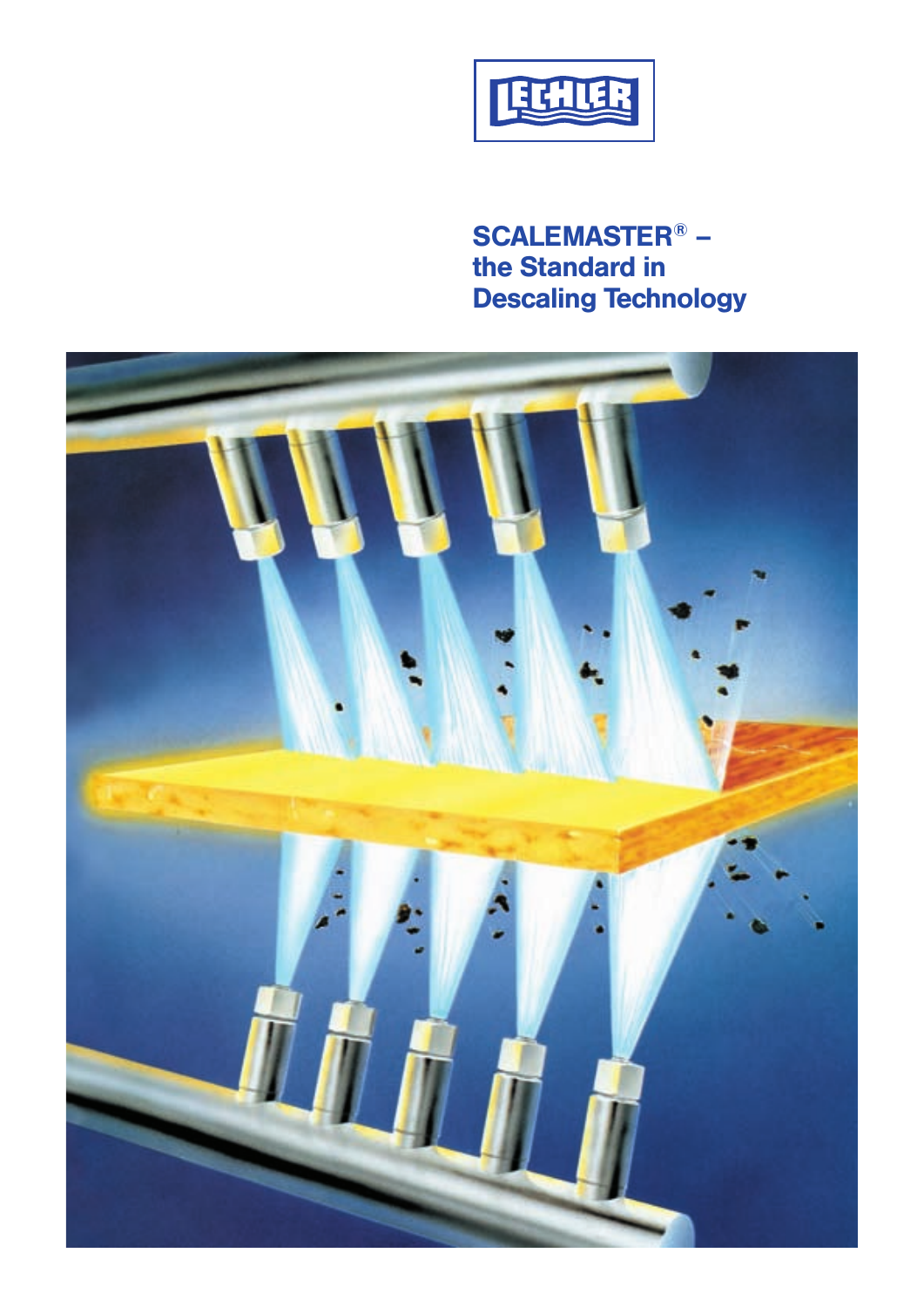LECHLER

# SCALEMASTER® – the Standard in Descaling Technology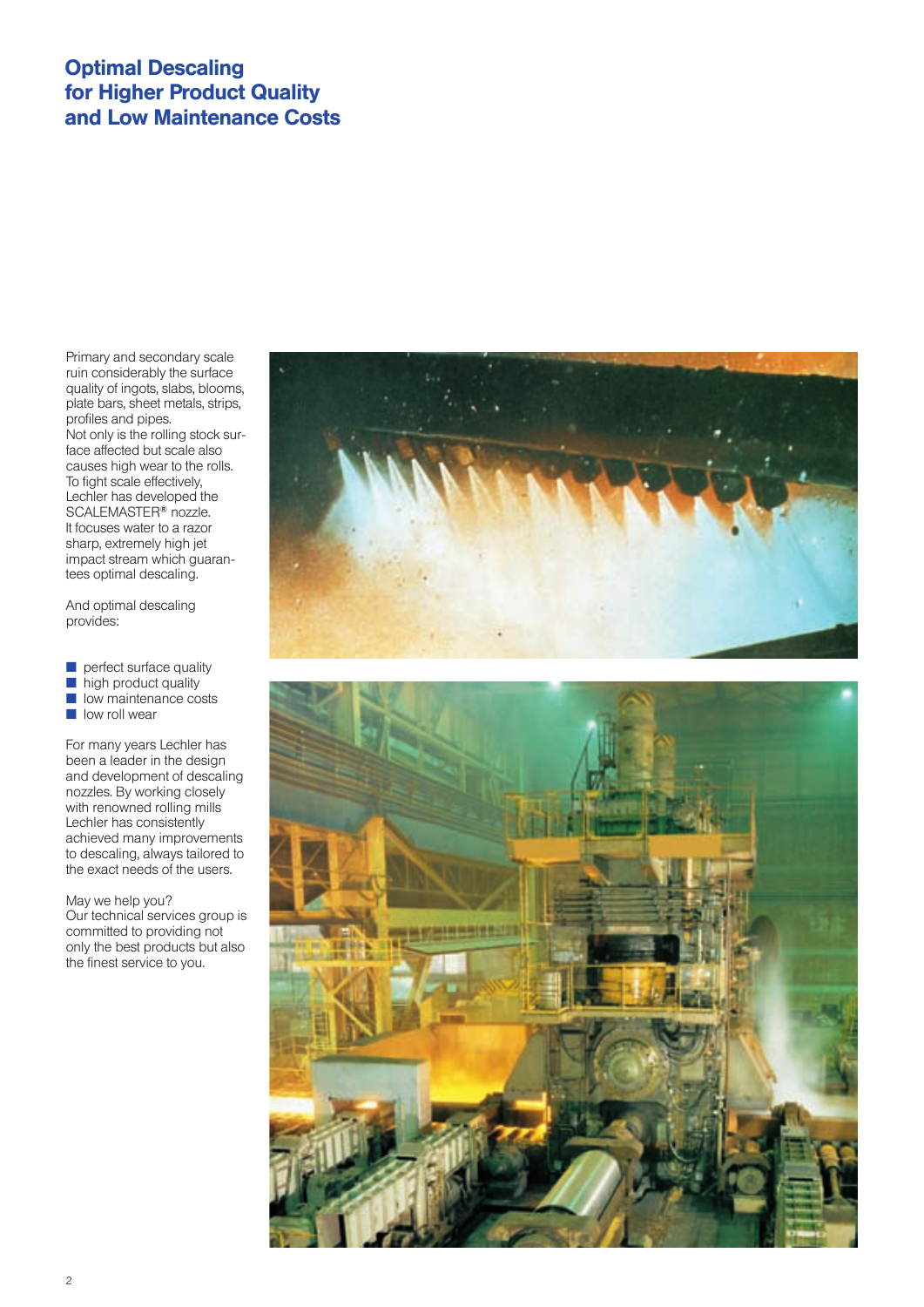# Optimal Descaling for Higher Product Quality and Low Maintenance Costs

Primary and secondary scale ruin considerably the surface quality of ingots, slabs, blooms, plate bars, sheet metals, strips, profiles and pipes.
Not only is the rolling stock surface affected but scale also causes high wear to the rolls.
To fight scale effectively, Lechler has developed the SCALEMASTER® nozzle.
It focuses water to a razor sharp, extremely high jet impact stream which guarantees optimal descaling.

And optimal descaling provides:

- perfect surface quality
- high product quality
- low maintenance costs
- low roll wear

For many years Lechler has been a leader in the design and development of descaling nozzles. By working closely with renowned rolling mills Lechler has consistently achieved many improvements to descaling, always tailored to the exact needs of the users.

May we help you?
Our technical services group is committed to providing not only the best products but also the finest service to you.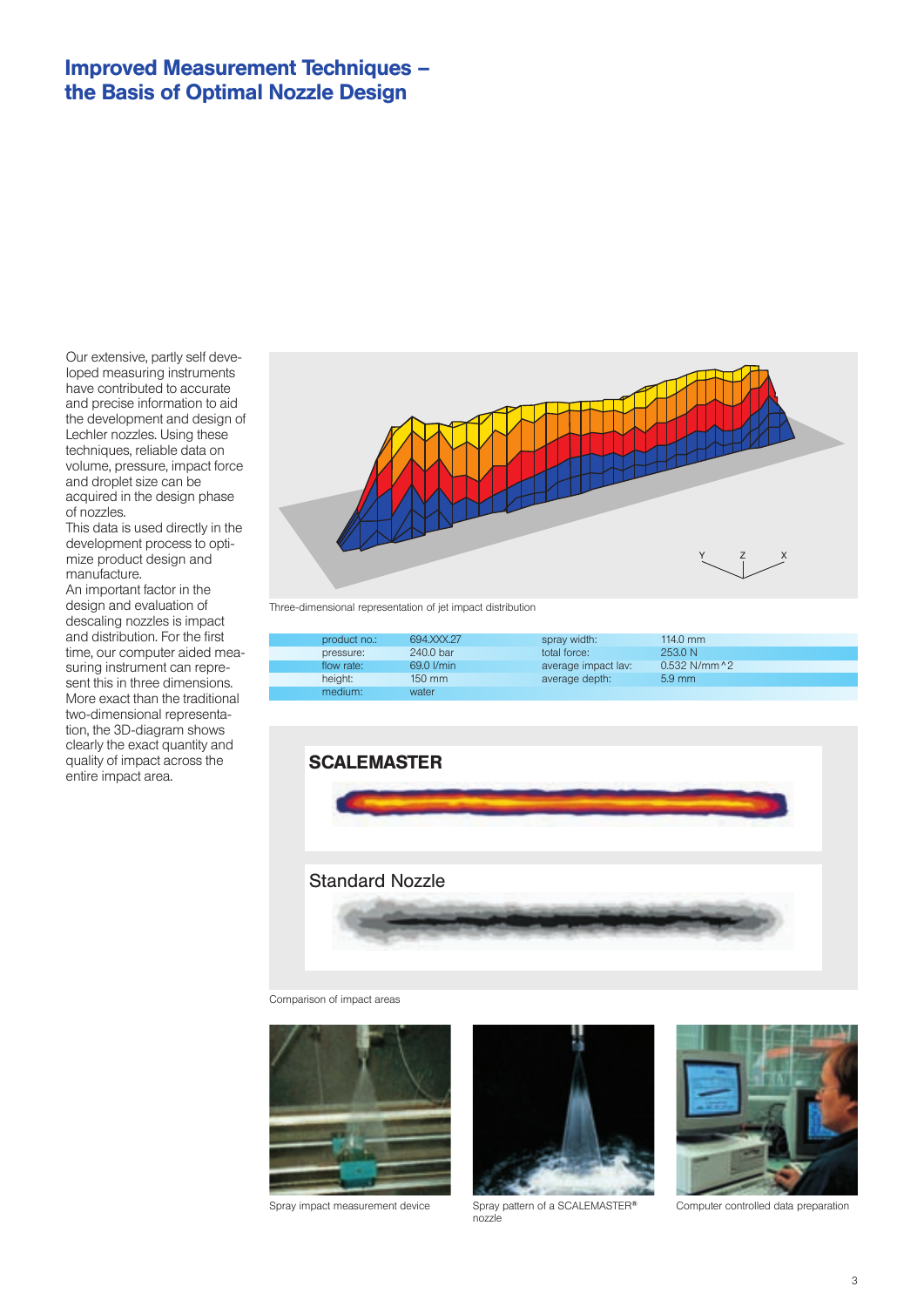# Improved Measurement Techniques – the Basis of Optimal Nozzle Design

Our extensive, partly self developed measuring instruments have contributed to accurate and precise information to aid the development and design of Lechler nozzles. Using these techniques, reliable data on volume, pressure, impact force and droplet size can be acquired in the design phase of nozzles.
This data is used directly in the development process to optimize product design and manufacture.
An important factor in the design and evaluation of descaling nozzles is impact and distribution. For the first time, our computer aided measuring instrument can represent this in three dimensions. More exact than the traditional two-dimensional representation, the 3D-diagram shows clearly the exact quantity and quality of impact across the entire impact area.

Three-dimensional representation of jet impact distribution

| | | | |
|---|---|---|---|
| product no.: | 694.XXX.27 | spray width: | 114.0 mm |
| pressure: | 240.0 bar | total force: | 253.0 N |
| flow rate: | 69.0 l/min | average impact lav: | 0.532 N/mm^2 |
| height: | 150 mm | average depth: | 5.9 mm |
| medium: | water | | |

**SCALEMASTER**

Standard Nozzle

Comparison of impact areas

Spray impact measurement device

Spray pattern of a SCALEMASTER® nozzle

Computer controlled data preparation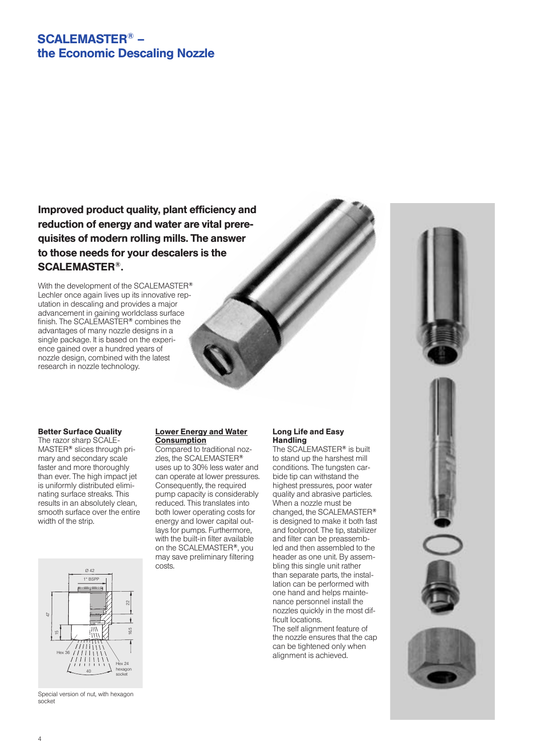# SCALEMASTER® – the Economic Descaling Nozzle

**Improved product quality, plant efficiency and reduction of energy and water are vital prerequisites of modern rolling mills. The answer to those needs for your descalers is the SCALEMASTER®.**

With the development of the SCALEMASTER® Lechler once again lives up its innovative reputation in descaling and provides a major advancement in gaining worldclass surface finish. The SCALEMASTER® combines the advantages of many nozzle designs in a single package. It is based on the experience gained over a hundred years of nozzle design, combined with the latest research in nozzle technology.

### Better Surface Quality

The razor sharp SCALEMASTER® slices through primary and secondary scale faster and more thoroughly than ever. The high impact jet is uniformly distributed eliminating surface streaks. This results in an absolutely clean, smooth surface over the entire width of the strip.

Special version of nut, with hexagon socket

### Lower Energy and Water Consumption

Compared to traditional nozzles, the SCALEMASTER® uses up to 30% less water and can operate at lower pressures. Consequently, the required pump capacity is considerably reduced. This translates into both lower operating costs for energy and lower capital outlays for pumps. Furthermore, with the built-in filter available on the SCALEMASTER®, you may save preliminary filtering costs.

### Long Life and Easy Handling

The SCALEMASTER® is built to stand up the harshest mill conditions. The tungsten carbide tip can withstand the highest pressures, poor water quality and abrasive particles. When a nozzle must be changed, the SCALEMASTER® is designed to make it both fast and foolproof. The tip, stabilizer and filter can be preassembled and then assembled to the header as one unit. By assembling this single unit rather than separate parts, the installation can be performed with one hand and helps maintenance personnel install the nozzles quickly in the most difficult locations.

The self alignment feature of the nozzle ensures that the cap can be tightened only when alignment is achieved.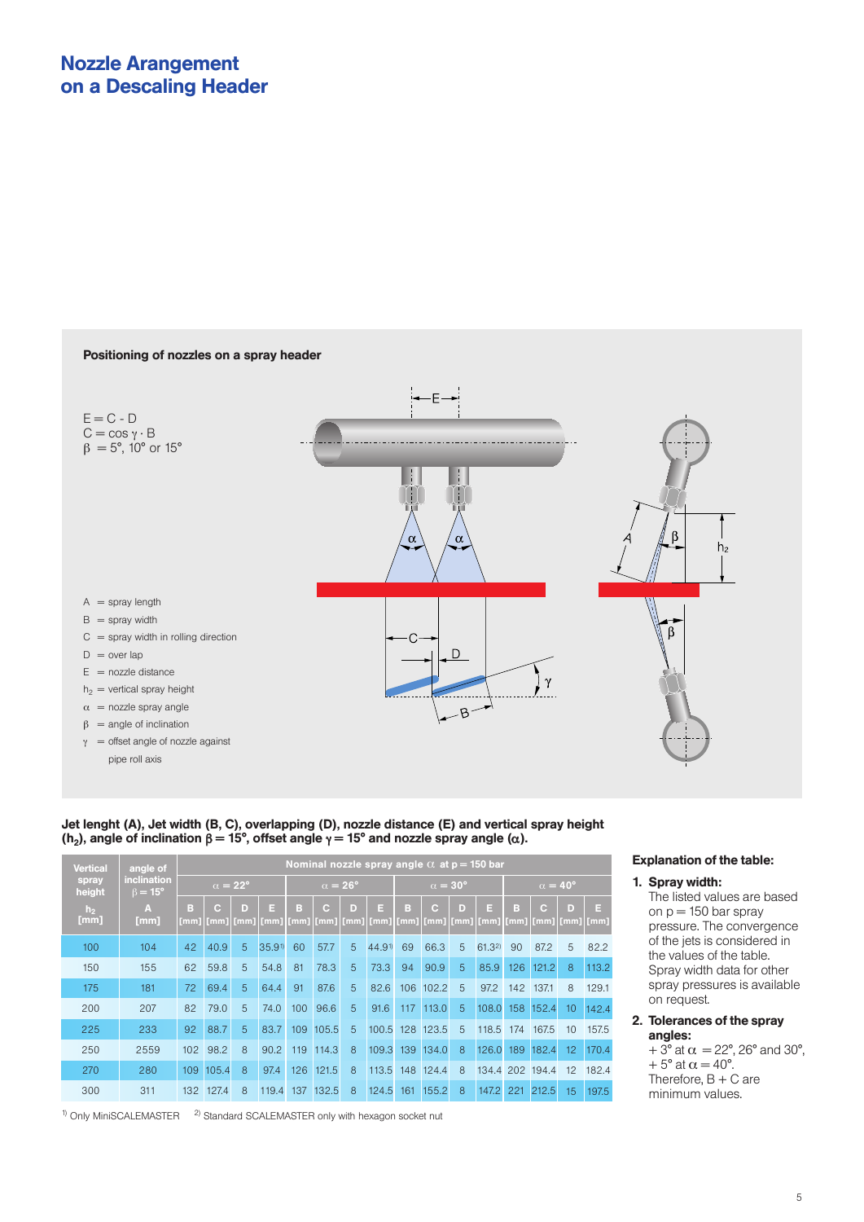# Nozzle Arrangement on a Descaling Header

**Positioning of nozzles on a spray header**

$E = C - D$
$C = \cos\gamma \cdot B$
$\beta = 5°, 10°$ or $15°$

- A = spray length
- B = spray width
- C = spray width in rolling direction
- D = over lap
- E = nozzle distance
- $h_2$ = vertical spray height
- $\alpha$ = nozzle spray angle
- $\beta$ = angle of inclination
- $\gamma$ = offset angle of nozzle against pipe roll axis

**Jet lenght (A), Jet width (B, C), overlapping (D), nozzle distance (E) and vertical spray height ($h_2$), angle of inclination $\beta = 15°$, offset angle $\gamma = 15°$ and nozzle spray angle ($\alpha$).**

| Vertical spray height | angle of inclination $\beta = 15°$ | Nominal nozzle spray angle $\alpha$ at p = 150 bar | | | | | | | | | | | | | | | |
|---|---|---|---|---|---|---|---|---|---|---|---|---|---|---|---|---|---|
| | | $\alpha = 22°$ | | | | $\alpha = 26°$ | | | | $\alpha = 30°$ | | | | $\alpha = 40°$ | | | |
| $h_2$ [mm] | A [mm] | B [mm] | C [mm] | D [mm] | E [mm] | B [mm] | C [mm] | D [mm] | E [mm] | B [mm] | C [mm] | D [mm] | E [mm] | B [mm] | C [mm] | D [mm] | E [mm] |
| 100 | 104 | 42 | 40.9 | 5 | 35.9[1] | 60 | 57.7 | 5 | 44.9[1] | 69 | 66.3 | 5 | 61.3[2] | 90 | 87.2 | 5 | 82.2 |
| 150 | 155 | 62 | 59.8 | 5 | 54.8 | 81 | 78.3 | 5 | 73.3 | 94 | 90.9 | 5 | 85.9 | 126 | 121.2 | 8 | 113.2 |
| 175 | 181 | 72 | 69.4 | 5 | 64.4 | 91 | 87.6 | 5 | 82.6 | 106 | 102.2 | 5 | 97.2 | 142 | 137.1 | 8 | 129.1 |
| 200 | 207 | 82 | 79.0 | 5 | 74.0 | 100 | 96.6 | 5 | 91.6 | 117 | 113.0 | 5 | 108.0 | 158 | 152.4 | 10 | 142.4 |
| 225 | 233 | 92 | 88.7 | 5 | 83.7 | 109 | 105.5 | 5 | 100.5 | 128 | 123.5 | 5 | 118.5 | 174 | 167.5 | 10 | 157.5 |
| 250 | 2559 | 102 | 98.2 | 8 | 90.2 | 119 | 114.3 | 8 | 109.3 | 139 | 134.0 | 8 | 126.0 | 189 | 182.4 | 12 | 170.4 |
| 270 | 280 | 109 | 105.4 | 8 | 97.4 | 126 | 121.5 | 8 | 113.5 | 148 | 124.4 | 8 | 134.4 | 202 | 194.4 | 12 | 182.4 |
| 300 | 311 | 132 | 127.4 | 8 | 119.4 | 137 | 132.5 | 8 | 124.5 | 161 | 155.2 | 8 | 147.2 | 221 | 212.5 | 15 | 197.5 |

[1] Only MiniSCALEMASTER   [2] Standard SCALEMASTER only with hexagon socket nut

**Explanation of the table:**

1. **Spray width:**
   The listed values are based on p = 150 bar spray pressure. The convergence of the jets is considered in the values of the table. Spray width data for other spray pressures is available on request.
2. **Tolerances of the spray angles:**
   + 3° at $\alpha = 22°$, 26° and 30°,
   + 5° at $\alpha = 40°$.
   Therefore, B + C are minimum values.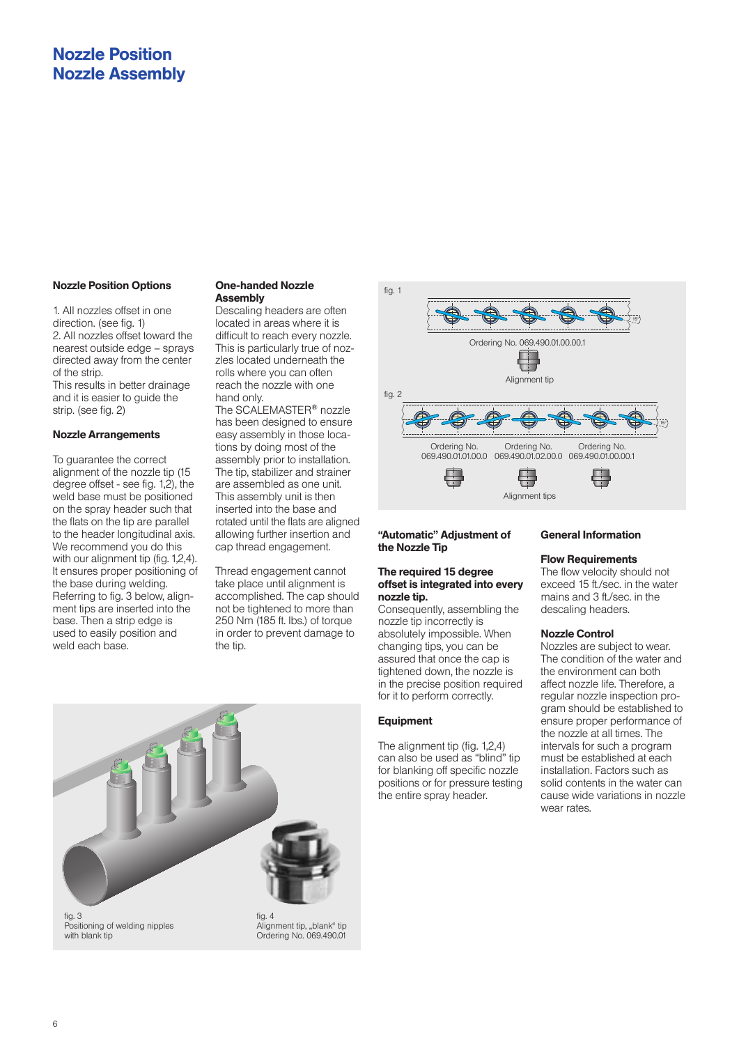# Nozzle Position
# Nozzle Assembly

### Nozzle Position Options

1. All nozzles offset in one direction. (see fig. 1)
2. All nozzles offset toward the nearest outside edge – sprays directed away from the center of the strip.

This results in better drainage and it is easier to guide the strip. (see fig. 2)

### Nozzle Arrangements

To guarantee the correct alignment of the nozzle tip (15 degree offset - see fig. 1,2), the weld base must be positioned on the spray header such that the flats on the tip are parallel to the header longitudinal axis. We recommend you do this with our alignment tip (fig. 1,2,4). It ensures proper positioning of the base during welding. Referring to fig. 3 below, alignment tips are inserted into the base. Then a strip edge is used to easily position and weld each base.

### One-handed Nozzle Assembly

Descaling headers are often located in areas where it is difficult to reach every nozzle. This is particularly true of nozzles located underneath the rolls where you can often reach the nozzle with one hand only.

The SCALEMASTER® nozzle has been designed to ensure easy assembly in those locations by doing most of the assembly prior to installation. The tip, stabilizer and strainer are assembled as one unit. This assembly unit is then inserted into the base and rotated until the flats are aligned allowing further insertion and cap thread engagement.

Thread engagement cannot take place until alignment is accomplished. The cap should not be tightened to more than 250 Nm (185 ft. lbs.) of torque in order to prevent damage to the tip.

fig. 1

Ordering No. 069.490.01.00.00.1

Alignment tip

fig. 2

Ordering No. 069.490.01.01.00.0 — Ordering No. 069.490.01.02.00.0 — Ordering No. 069.490.01.00.00.1

Alignment tips

### "Automatic" Adjustment of the Nozzle Tip

**The required 15 degree offset is integrated into every nozzle tip.**

Consequently, assembling the nozzle tip incorrectly is absolutely impossible. When changing tips, you can be assured that once the cap is tightened down, the nozzle is in the precise position required for it to perform correctly.

### Equipment

The alignment tip (fig. 1,2,4) can also be used as "blind" tip for blanking off specific nozzle positions or for pressure testing the entire spray header.

### General Information

**Flow Requirements**

The flow velocity should not exceed 15 ft./sec. in the water mains and 3 ft./sec. in the descaling headers.

**Nozzle Control**

Nozzles are subject to wear. The condition of the water and the environment can both affect nozzle life. Therefore, a regular nozzle inspection program should be established to ensure proper performance of the nozzle at all times. The intervals for such a program must be established at each installation. Factors such as solid contents in the water can cause wide variations in nozzle wear rates.

fig. 3
Positioning of welding nipples with blank tip

fig. 4
Alignment tip, „blank" tip
Ordering No. 069.490.01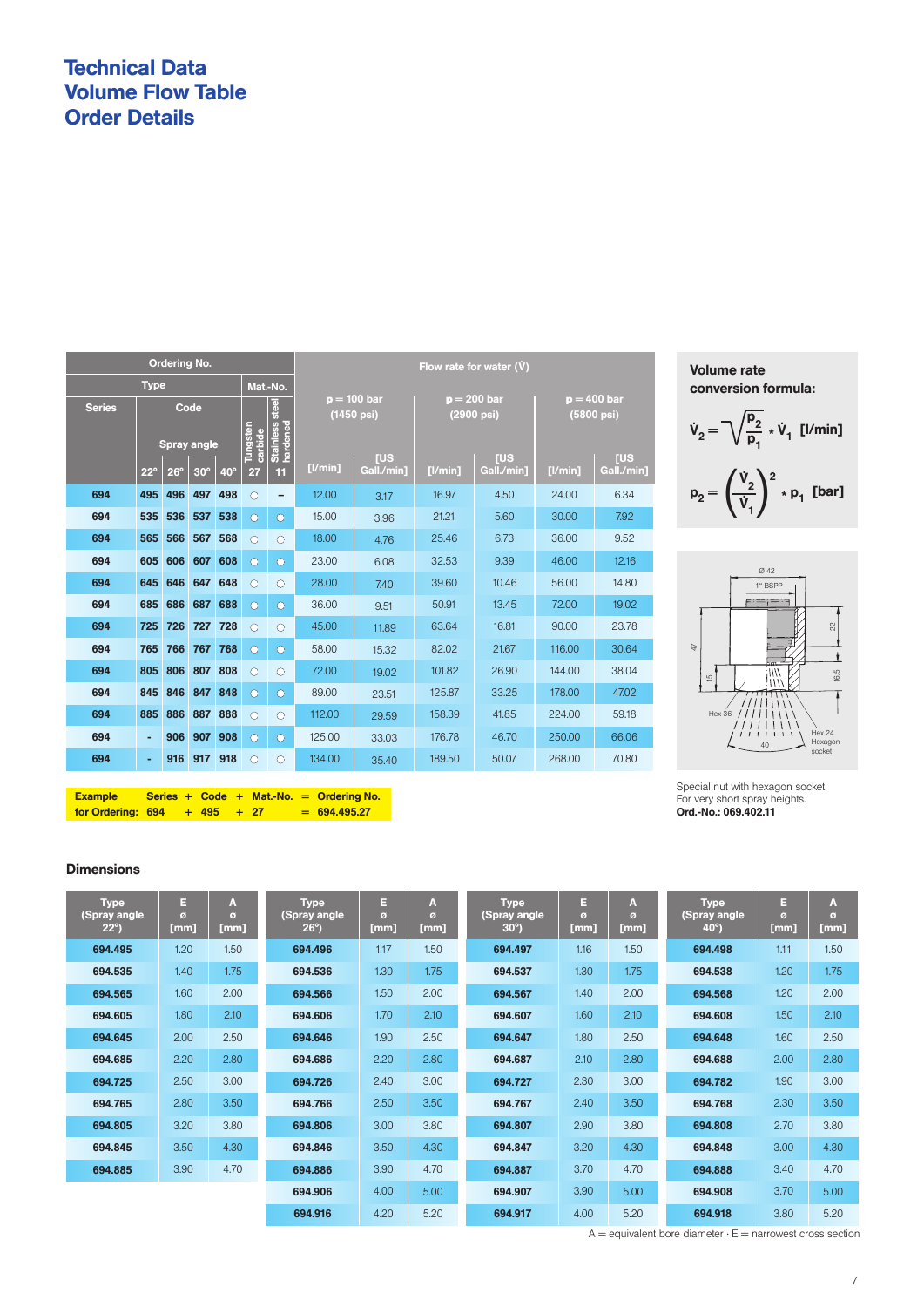# Technical Data
# Volume Flow Table
# Order Details

| Ordering No. | | | | | | | Flow rate for water ($\dot{V}$) | | | | | |
|---|---|---|---|---|---|---|---|---|---|---|---|---|
| Type | | | | | Mat.-No. | | p = 100 bar (1450 psi) | | p = 200 bar (2900 psi) | | p = 400 bar (5800 psi) | |
| Series | Code – Spray angle | | | | Tungsten carbide | Stainless steel hardened | | | | | | |
| | 22° | 26° | 30° | 40° | 27 | 11 | [l/min] | [US Gall./min] | [l/min] | [US Gall./min] | [l/min] | [US Gall./min] |
| 694 | 495 | 496 | 497 | 498 | ○ | – | 12.00 | 3.17 | 16.97 | 4.50 | 24.00 | 6.34 |
| 694 | 535 | 536 | 537 | 538 | ○ | ○ | 15.00 | 3.96 | 21.21 | 5.60 | 30.00 | 7.92 |
| 694 | 565 | 566 | 567 | 568 | ○ | ○ | 18.00 | 4.76 | 25.46 | 6.73 | 36.00 | 9.52 |
| 694 | 605 | 606 | 607 | 608 | ○ | ○ | 23.00 | 6.08 | 32.53 | 9.39 | 46.00 | 12.16 |
| 694 | 645 | 646 | 647 | 648 | ○ | ○ | 28.00 | 7.40 | 39.60 | 10.46 | 56.00 | 14.80 |
| 694 | 685 | 686 | 687 | 688 | ○ | ○ | 36.00 | 9.51 | 50.91 | 13.45 | 72.00 | 19.02 |
| 694 | 725 | 726 | 727 | 728 | ○ | ○ | 45.00 | 11.89 | 63.64 | 16.81 | 90.00 | 23.78 |
| 694 | 765 | 766 | 767 | 768 | ○ | ○ | 58.00 | 15.32 | 82.02 | 21.67 | 116.00 | 30.64 |
| 694 | 805 | 806 | 807 | 808 | ○ | ○ | 72.00 | 19.02 | 101.82 | 26.90 | 144.00 | 38.04 |
| 694 | 845 | 846 | 847 | 848 | ○ | ○ | 89.00 | 23.51 | 125.87 | 33.25 | 178.00 | 47.02 |
| 694 | 885 | 886 | 887 | 888 | ○ | ○ | 112.00 | 29.59 | 158.39 | 41.85 | 224.00 | 59.18 |
| 694 | - | 906 | 907 | 908 | ○ | ○ | 125.00 | 33.03 | 176.78 | 46.70 | 250.00 | 66.06 |
| 694 | - | 916 | 917 | 918 | ○ | ○ | 134.00 | 35.40 | 189.50 | 50.07 | 268.00 | 70.80 |

**Volume rate conversion formula:**

$$\dot{V}_2 = \sqrt{\frac{p_2}{p_1}} * \dot{V}_1 \quad [l/min]$$

$$p_2 = \left(\frac{\dot{V}_2}{\dot{V}_1}\right)^2 * p_1 \quad [bar]$$

| Example for Ordering: | Series + Code + Mat.-No. = Ordering No. |
|---|---|
| | 694 + 495 + 27 = 694.495.27 |

Ø 42, 1" BSPP, 47, 22, 15, 16.5, Hex 36, 40, Hex 24 Hexagon socket

Special nut with hexagon socket.
For very short spray heights.
**Ord.-No.: 069.402.11**

## Dimensions

| Type (Spray angle 22°) | E ø [mm] | A ø [mm] | Type (Spray angle 26°) | E ø [mm] | A ø [mm] | Type (Spray angle 30°) | E ø [mm] | A ø [mm] | Type (Spray angle 40°) | E ø [mm] | A ø [mm] |
|---|---|---|---|---|---|---|---|---|---|---|---|
| 694.495 | 1.20 | 1.50 | 694.496 | 1.17 | 1.50 | 694.497 | 1.16 | 1.50 | 694.498 | 1.11 | 1.50 |
| 694.535 | 1.40 | 1.75 | 694.536 | 1.30 | 1.75 | 694.537 | 1.30 | 1.75 | 694.538 | 1.20 | 1.75 |
| 694.565 | 1.60 | 2.00 | 694.566 | 1.50 | 2.00 | 694.567 | 1.40 | 2.00 | 694.568 | 1.20 | 2.00 |
| 694.605 | 1.80 | 2.10 | 694.606 | 1.70 | 2.10 | 694.607 | 1.60 | 2.10 | 694.608 | 1.50 | 2.10 |
| 694.645 | 2.00 | 2.50 | 694.646 | 1.90 | 2.50 | 694.647 | 1.80 | 2.50 | 694.648 | 1.60 | 2.50 |
| 694.685 | 2.20 | 2.80 | 694.686 | 2.20 | 2.80 | 694.687 | 2.10 | 2.80 | 694.688 | 2.00 | 2.80 |
| 694.725 | 2.50 | 3.00 | 694.726 | 2.40 | 3.00 | 694.727 | 2.30 | 3.00 | 694.782 | 1.90 | 3.00 |
| 694.765 | 2.80 | 3.50 | 694.766 | 2.50 | 3.50 | 694.767 | 2.40 | 3.50 | 694.768 | 2.30 | 3.50 |
| 694.805 | 3.20 | 3.80 | 694.806 | 3.00 | 3.80 | 694.807 | 2.90 | 3.80 | 694.808 | 2.70 | 3.80 |
| 694.845 | 3.50 | 4.30 | 694.846 | 3.50 | 4.30 | 694.847 | 3.20 | 4.30 | 694.848 | 3.00 | 4.30 |
| 694.885 | 3.90 | 4.70 | 694.886 | 3.90 | 4.70 | 694.887 | 3.70 | 4.70 | 694.888 | 3.40 | 4.70 |
| | | | 694.906 | 4.00 | 5.00 | 694.907 | 3.90 | 5.00 | 694.908 | 3.70 | 5.00 |
| | | | 694.916 | 4.20 | 5.20 | 694.917 | 4.00 | 5.20 | 694.918 | 3.80 | 5.20 |

A = equivalent bore diameter · E = narrowest cross section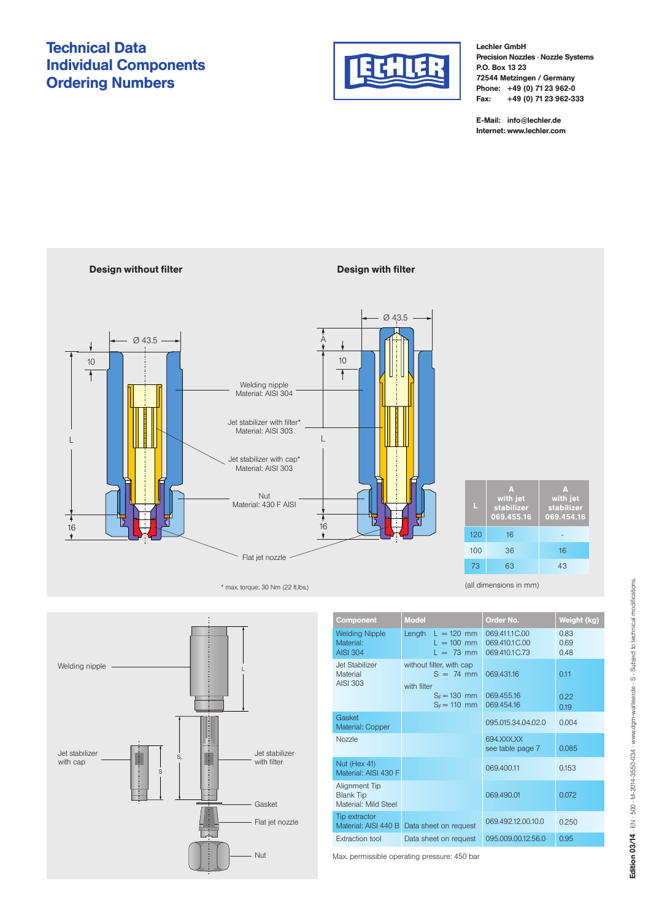# Technical Data
# Individual Components
# Ordering Numbers

**Lechler GmbH**
**Precision Nozzles · Nozzle Systems**
**P.O. Box 13 23**
**72544 Metzingen / Germany**
**Phone: +49 (0) 71 23 962-0**
**Fax: +49 (0) 71 23 962-333**

**E-Mail: info@lechler.de**
**Internet: www.lechler.com**

**Design without filter**

**Design with filter**

Ø 43.5

Ø 43.5

A

10

10

L

L

16

16

Welding nipple
Material: AISI 304

Jet stabilizer with filter*
Material: AISI 303

Jet stabilizer with cap*
Material: AISI 303

Nut
Material: 430 F AISI

Flat jet nozzle

\* max. torque: 30 Nm (22 ft.lbs.)

| L | A with jet stabilizer 069.455.16 | A with jet stabilizer 069.454.16 |
|---|---|---|
| 120 | 16 | - |
| 100 | 36 | 16 |
| 73 | 63 | 43 |

(all dimensions in mm)

Welding nipple

Jet stabilizer with cap

Jet stabilizer with filter

Gasket

Flat jet nozzle

Nut

L

S

$S_F$

| Component | Model | Order No. | Weight (kg) |
|---|---|---|---|
| Welding Nipple Material: AISI 304 | Length L = 120 mm<br>L = 100 mm<br>L = 73 mm | 069.411.1C.00<br>069.410.1C.00<br>069.410.1C.73 | 0.83<br>0.69<br>0.48 |
| Jet Stabilizer Material AISI 303 | without filter, with cap S = 74 mm<br>with filter $S_F$ = 130 mm<br>$S_F$ = 110 mm | 069.431.16<br>069.455.16<br>069.454.16 | 0.11<br>0.22<br>0.19 |
| Gasket Material: Copper | | 095.015.34.04.02.0 | 0.004 |
| Nozzle | | 694.XXX.XX see table page 7 | 0.085 |
| Nut (Hex 41) Material: AISI 430 F | | 069.400.11 | 0.153 |
| Alignment Tip Blank Tip Material: Mild Steel | | 069.490.01 | 0.072 |
| Tip extractor Material: AISI 440 B | Data sheet on request | 069.492.12.00.10.0 | 0.250 |
| Extraction tool | Data sheet on request | 095.009.00.12.56.0 | 0.95 |

Max. permissible operating pressure: 450 bar

**Edition 03/14** · EN · 500 · M-2014-3550-034 · www.dgm-wallisende · S · Subject to technical modifications.